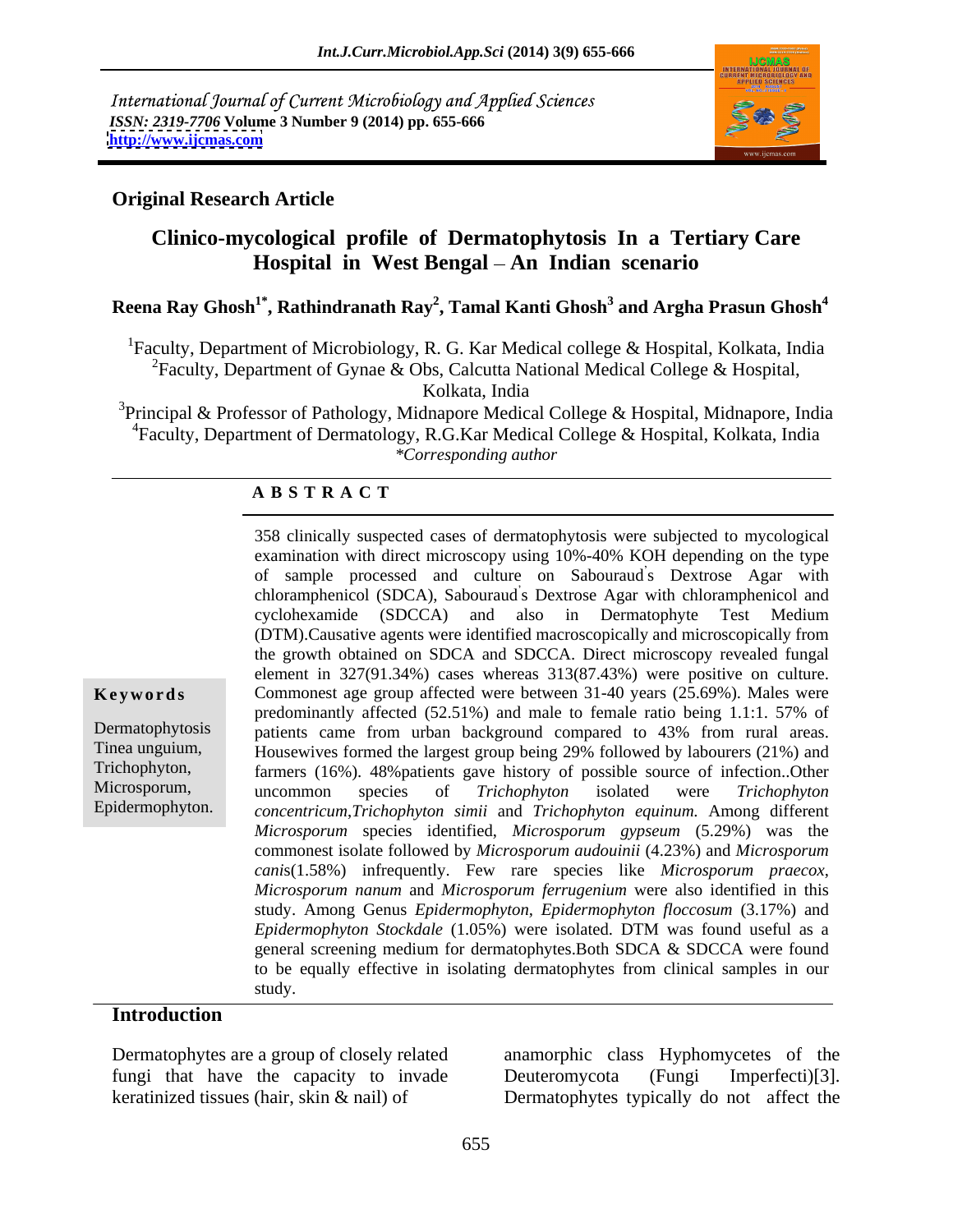International Journal of Current Microbiology and Applied Sciences
*ISSN: 2319-7706* **Volume 3 Number 9 (2014) pp. 655-666**
**http://www.ijcmas.com**

**Original Research Article**

# Clinico-mycological profile of Dermatophytosis In a Tertiary Care Hospital in West Bengal – An Indian scenario

**Reena Ray Ghosh[1*], Rathindranath Ray[2], Tamal Kanti Ghosh[3] and Argha Prasun Ghosh[4]**

[1]Faculty, Department of Microbiology, R. G. Kar Medical college & Hospital, Kolkata, India
[2]Faculty, Department of Gynae & Obs, Calcutta National Medical College & Hospital, Kolkata, India
[3]Principal & Professor of Pathology, Midnapore Medical College & Hospital, Midnapore, India
[4]Faculty, Department of Dermatology, R.G.Kar Medical College & Hospital, Kolkata, India
*\*Corresponding author*

## A B S T R A C T

**Keywords**

Dermatophytosis
Tinea unguium,
Trichophyton,
Microsporum,
Epidermophyton.

358 clinically suspected cases of dermatophytosis were subjected to mycological examination with direct microscopy using 10%-40% KOH depending on the type of sample processed and culture on Sabouraud's Dextrose Agar with chloramphenicol (SDCA), Sabouraud's Dextrose Agar with chloramphenicol and cyclohexamide (SDCCA) and also in Dermatophyte Test Medium (DTM).Causative agents were identified macroscopically and microscopically from the growth obtained on SDCA and SDCCA. Direct microscopy revealed fungal element in 327(91.34%) cases whereas 313(87.43%) were positive on culture. Commonest age group affected were between 31-40 years (25.69%). Males were predominantly affected (52.51%) and male to female ratio being 1.1:1. 57% of patients came from urban background compared to 43% from rural areas. Housewives formed the largest group being 29% followed by labourers (21%) and farmers (16%). 48%patients gave history of possible source of infection..Other uncommon species of *Trichophyton* isolated were *Trichophyton concentricum,Trichophyton simii* and *Trichophyton equinum.* Among different *Microsporum* species identified, *Microsporum gypseum* (5.29%) was the commonest isolate followed by *Microsporum audouinii* (4.23%) and *Microsporum canis*(1.58%) infrequently. Few rare species like *Microsporum praecox*, *Microsporum nanum* and *Microsporum ferrugenium* were also identified in this study. Among Genus *Epidermophyton, Epidermophyton floccosum* (3.17%) and *Epidermophyton Stockdale* (1.05%) were isolated. DTM was found useful as a general screening medium for dermatophytes.Both SDCA & SDCCA were found to be equally effective in isolating dermatophytes from clinical samples in our study.

## Introduction

Dermatophytes are a group of closely related fungi that have the capacity to invade keratinized tissues (hair, skin & nail) of anamorphic class Hyphomycetes of the Deuteromycota (Fungi Imperfecti)[3]. Dermatophytes typically do not affect the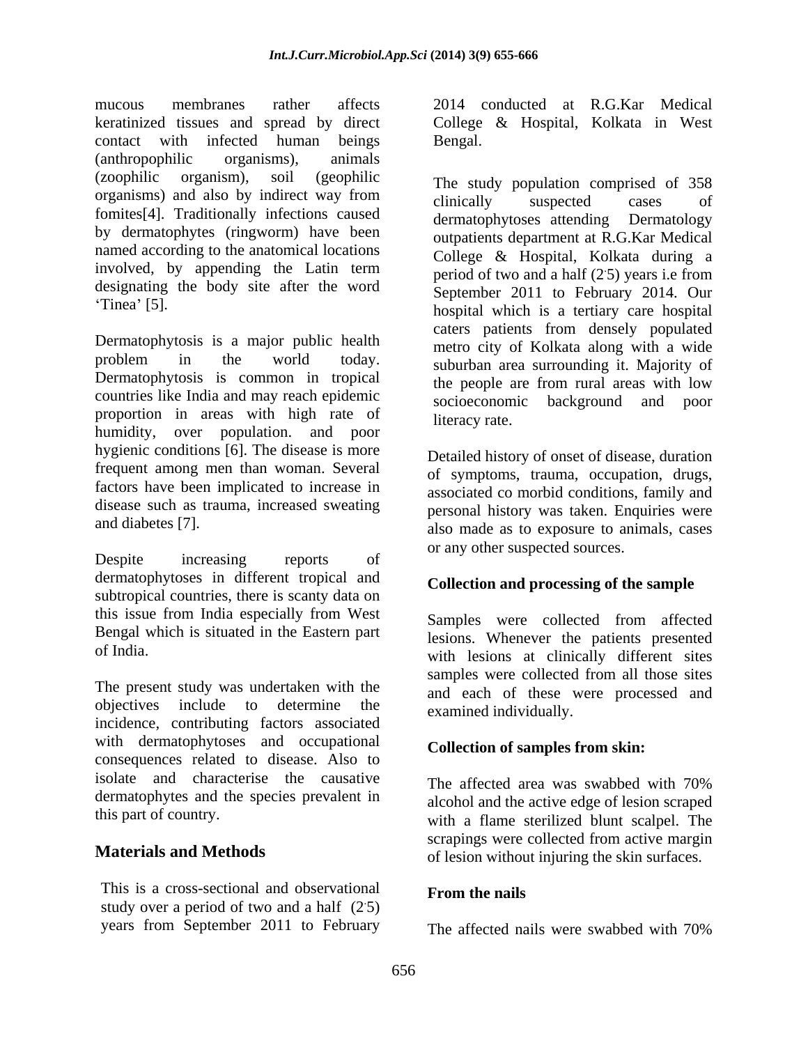mucous membranes rather affects keratinized tissues and spread by direct contact with infected human beings (anthropophilic organisms), animals (zoophilic organism), soil (geophilic organisms) and also by indirect way from fomites[4]. Traditionally infections caused by dermatophytes (ringworm) have been named according to the anatomical locations involved, by appending the Latin term designating the body site after the word 'Tinea' [5].

Dermatophytosis is a major public health problem in the world today. Dermatophytosis is common in tropical countries like India and may reach epidemic proportion in areas with high rate of humidity, over population. and poor hygienic conditions [6]. The disease is more frequent among men than woman. Several factors have been implicated to increase in disease such as trauma, increased sweating and diabetes [7].

Despite increasing reports of dermatophytoses in different tropical and subtropical countries, there is scanty data on this issue from India especially from West Bengal which is situated in the Eastern part of India.

The present study was undertaken with the objectives include to determine the incidence, contributing factors associated with dermatophytoses and occupational consequences related to disease. Also to isolate and characterise the causative dermatophytes and the species prevalent in this part of country.

## Materials and Methods

This is a cross-sectional and observational study over a period of two and a half (2.5) years from September 2011 to February 2014 conducted at R.G.Kar Medical College & Hospital, Kolkata in West Bengal.

The study population comprised of 358 clinically suspected cases of dermatophytoses attending Dermatology outpatients department at R.G.Kar Medical College & Hospital, Kolkata during a period of two and a half (2.5) years i.e from September 2011 to February 2014. Our hospital which is a tertiary care hospital caters patients from densely populated metro city of Kolkata along with a wide suburban area surrounding it. Majority of the people are from rural areas with low socioeconomic background and poor literacy rate.

Detailed history of onset of disease, duration of symptoms, trauma, occupation, drugs, associated co morbid conditions, family and personal history was taken. Enquiries were also made as to exposure to animals, cases or any other suspected sources.

### Collection and processing of the sample

Samples were collected from affected lesions. Whenever the patients presented with lesions at clinically different sites samples were collected from all those sites and each of these were processed and examined individually.

### Collection of samples from skin:

The affected area was swabbed with 70% alcohol and the active edge of lesion scraped with a flame sterilized blunt scalpel. The scrapings were collected from active margin of lesion without injuring the skin surfaces.

### From the nails

The affected nails were swabbed with 70%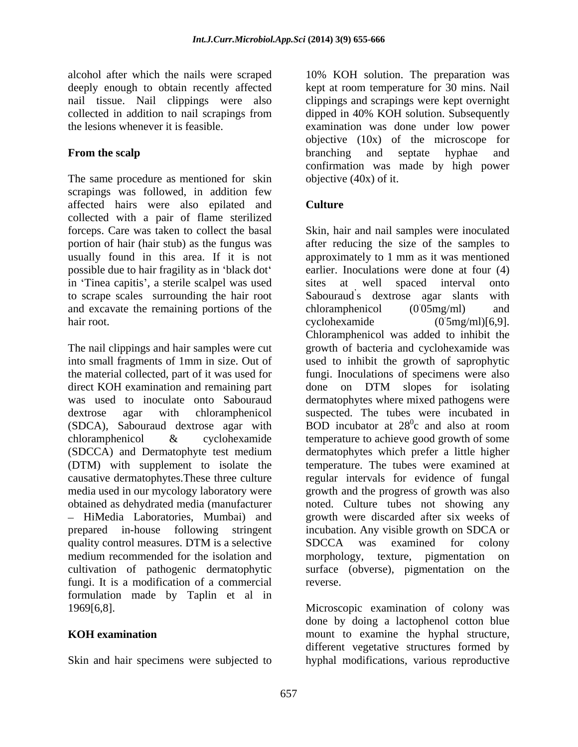alcohol after which the nails were scraped deeply enough to obtain recently affected nail tissue. Nail clippings were also collected in addition to nail scrapings from the lesions whenever it is feasible.

**From the scalp**

The same procedure as mentioned for skin scrapings was followed, in addition few affected hairs were also epilated and collected with a pair of flame sterilized forceps. Care was taken to collect the basal portion of hair (hair stub) as the fungus was usually found in this area. If it is not possible due to hair fragility as in 'black dot' in 'Tinea capitis', a sterile scalpel was used to scrape scales surrounding the hair root and excavate the remaining portions of the hair root.

The nail clippings and hair samples were cut into small fragments of 1mm in size. Out of the material collected, part of it was used for direct KOH examination and remaining part was used to inoculate onto Sabouraud dextrose agar with chloramphenicol (SDCA), Sabouraud dextrose agar with chloramphenicol & cyclohexamide (SDCCA) and Dermatophyte test medium (DTM) with supplement to isolate the causative dermatophytes.These three culture media used in our mycology laboratory were obtained as dehydrated media (manufacturer – HiMedia Laboratories, Mumbai) and prepared in-house following stringent quality control measures. DTM is a selective medium recommended for the isolation and cultivation of pathogenic dermatophytic fungi. It is a modification of a commercial formulation made by Taplin et al in 1969[6,8].

**KOH examination**

Skin and hair specimens were subjected to 10% KOH solution. The preparation was kept at room temperature for 30 mins. Nail clippings and scrapings were kept overnight dipped in 40% KOH solution. Subsequently examination was done under low power objective (10x) of the microscope for branching and septate hyphae and confirmation was made by high power objective (40x) of it.

**Culture**

Skin, hair and nail samples were inoculated after reducing the size of the samples to approximately to 1 mm as it was mentioned earlier. Inoculations were done at four (4) sites at well spaced interval onto Sabouraud's dextrose agar slants with chloramphenicol (0.05mg/ml) and cyclohexamide (0.5mg/ml)[6,9]. Chloramphenicol was added to inhibit the growth of bacteria and cyclohexamide was used to inhibit the growth of saprophytic fungi. Inoculations of specimens were also done on DTM slopes for isolating dermatophytes where mixed pathogens were suspected. The tubes were incubated in BOD incubator at $28^0$c and also at room temperature to achieve good growth of some dermatophytes which prefer a little higher temperature. The tubes were examined at regular intervals for evidence of fungal growth and the progress of growth was also noted. Culture tubes not showing any growth were discarded after six weeks of incubation. Any visible growth on SDCA or SDCCA was examined for colony morphology, texture, pigmentation on surface (obverse), pigmentation on the reverse.

Microscopic examination of colony was done by doing a lactophenol cotton blue mount to examine the hyphal structure, different vegetative structures formed by hyphal modifications, various reproductive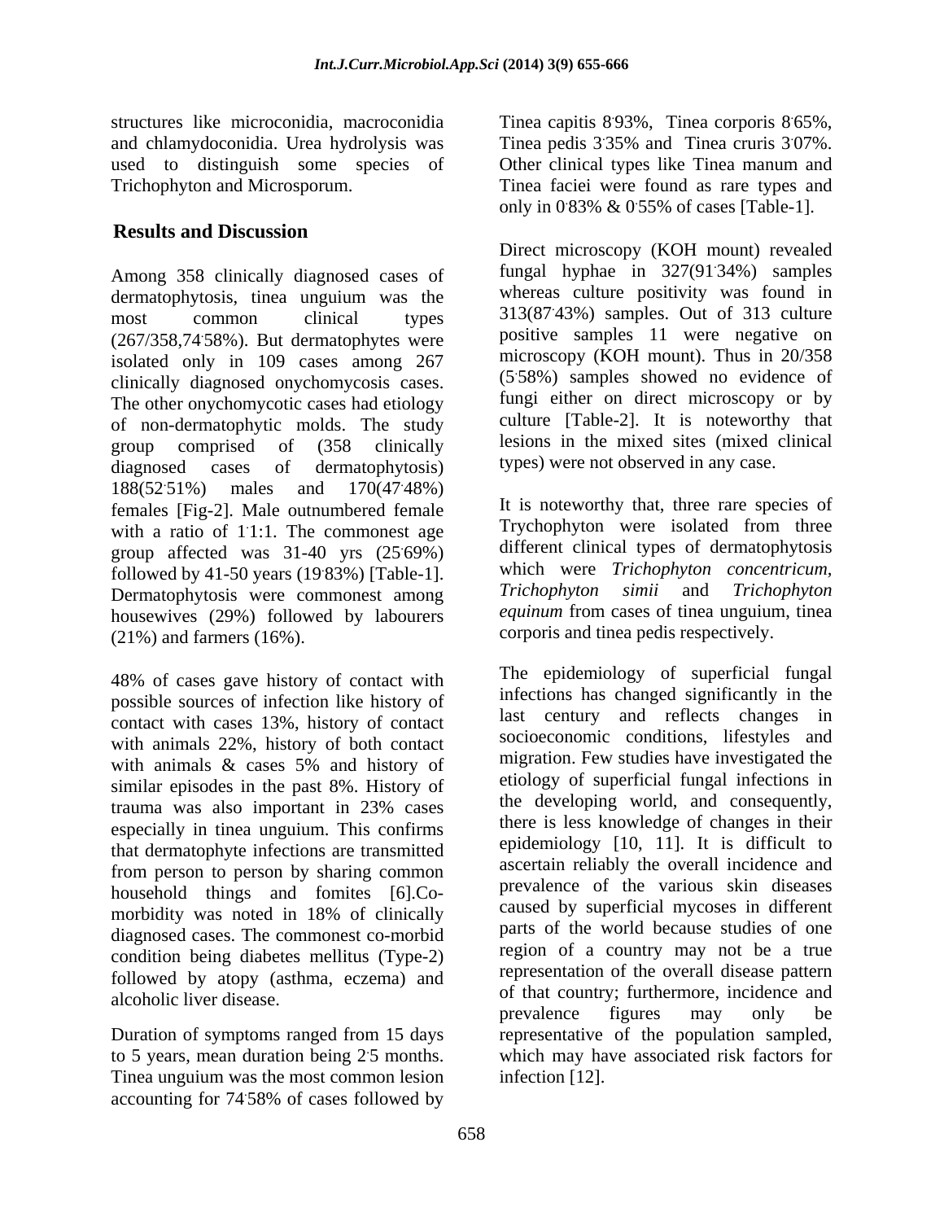structures like microconidia, macroconidia and chlamydoconidia. Urea hydrolysis was used to distinguish some species of Trichophyton and Microsporum.

## Results and Discussion

Among 358 clinically diagnosed cases of dermatophytosis, tinea unguium was the most common clinical types (267/358,74.58%). But dermatophytes were isolated only in 109 cases among 267 clinically diagnosed onychomycosis cases. The other onychomycotic cases had etiology of non-dermatophytic molds. The study group comprised of (358 clinically diagnosed cases of dermatophytosis) 188(52.51%) males and 170(47.48%) females [Fig-2]. Male outnumbered female with a ratio of 1.1:1. The commonest age group affected was 31-40 yrs (25.69%) followed by 41-50 years (19.83%) [Table-1]. Dermatophytosis were commonest among housewives (29%) followed by labourers (21%) and farmers (16%).

48% of cases gave history of contact with possible sources of infection like history of contact with cases 13%, history of contact with animals 22%, history of both contact with animals & cases 5% and history of similar episodes in the past 8%. History of trauma was also important in 23% cases especially in tinea unguium. This confirms that dermatophyte infections are transmitted from person to person by sharing common household things and fomites [6].Co-morbidity was noted in 18% of clinically diagnosed cases. The commonest co-morbid condition being diabetes mellitus (Type-2) followed by atopy (asthma, eczema) and alcoholic liver disease.

Duration of symptoms ranged from 15 days to 5 years, mean duration being 2.5 months. Tinea unguium was the most common lesion accounting for 74.58% of cases followed by Tinea capitis 8.93%, Tinea corporis 8.65%, Tinea pedis 3.35% and Tinea cruris 3.07%. Other clinical types like Tinea manum and Tinea faciei were found as rare types and only in 0.83% & 0.55% of cases [Table-1].

Direct microscopy (KOH mount) revealed fungal hyphae in 327(91.34%) samples whereas culture positivity was found in 313(87.43%) samples. Out of 313 culture positive samples 11 were negative on microscopy (KOH mount). Thus in 20/358 (5.58%) samples showed no evidence of fungi either on direct microscopy or by culture [Table-2]. It is noteworthy that lesions in the mixed sites (mixed clinical types) were not observed in any case.

It is noteworthy that, three rare species of Trychophyton were isolated from three different clinical types of dermatophytosis which were *Trichophyton concentricum, Trichophyton simii* and *Trichophyton equinum* from cases of tinea unguium, tinea corporis and tinea pedis respectively.

The epidemiology of superficial fungal infections has changed significantly in the last century and reflects changes in socioeconomic conditions, lifestyles and migration. Few studies have investigated the etiology of superficial fungal infections in the developing world, and consequently, there is less knowledge of changes in their epidemiology [10, 11]. It is difficult to ascertain reliably the overall incidence and prevalence of the various skin diseases caused by superficial mycoses in different parts of the world because studies of one region of a country may not be a true representation of the overall disease pattern of that country; furthermore, incidence and prevalence figures may only be representative of the population sampled, which may have associated risk factors for infection [12].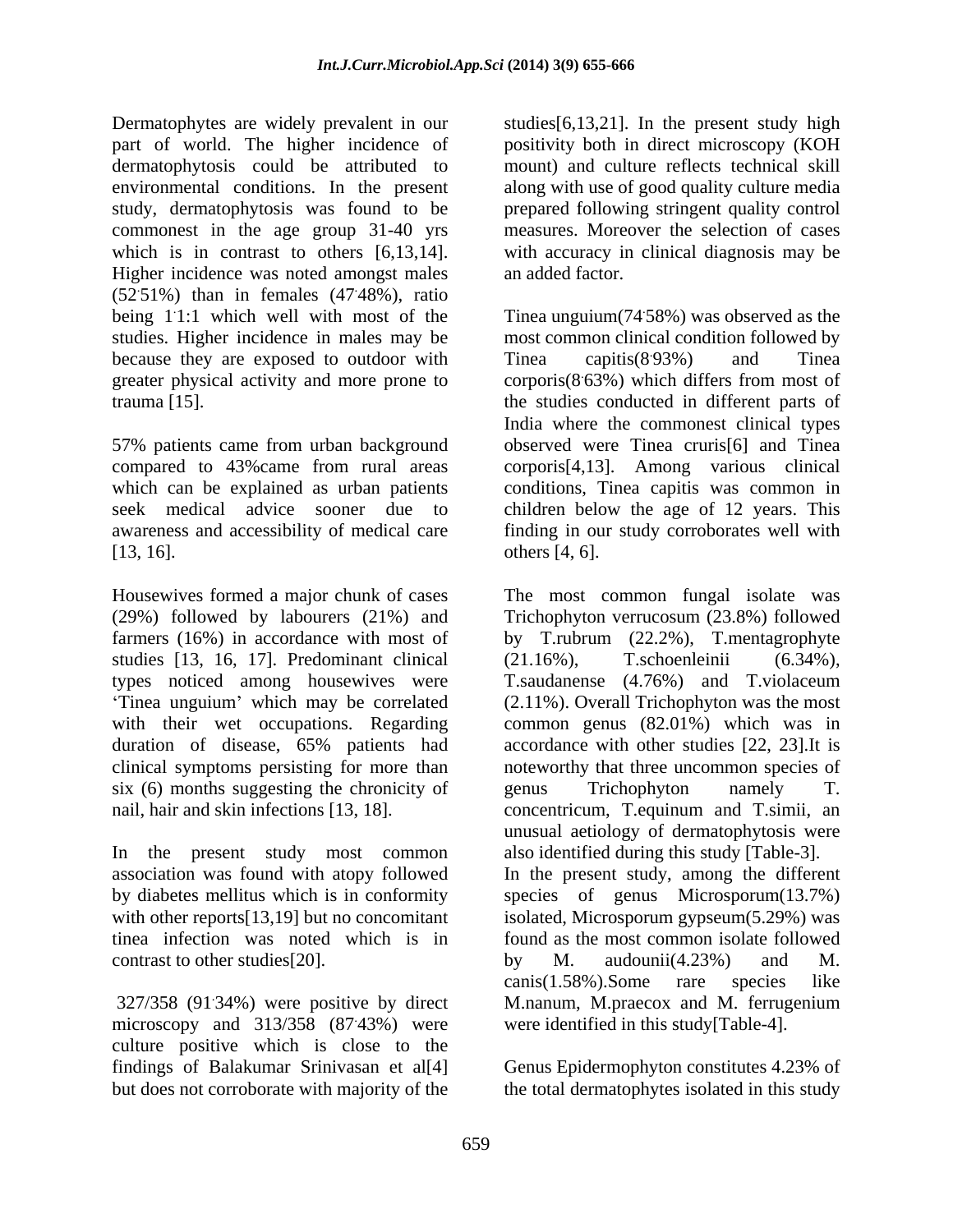Dermatophytes are widely prevalent in our part of world. The higher incidence of dermatophytosis could be attributed to environmental conditions. In the present study, dermatophytosis was found to be commonest in the age group 31-40 yrs which is in contrast to others [6,13,14]. Higher incidence was noted amongst males (52.51%) than in females (47.48%), ratio being 1.1:1 which well with most of the studies. Higher incidence in males may be because they are exposed to outdoor with greater physical activity and more prone to trauma [15].

57% patients came from urban background compared to 43%came from rural areas which can be explained as urban patients seek medical advice sooner due to awareness and accessibility of medical care [13, 16].

Housewives formed a major chunk of cases (29%) followed by labourers (21%) and farmers (16%) in accordance with most of studies [13, 16, 17]. Predominant clinical types noticed among housewives were 'Tinea unguium' which may be correlated with their wet occupations. Regarding duration of disease, 65% patients had clinical symptoms persisting for more than six (6) months suggesting the chronicity of nail, hair and skin infections [13, 18].

In the present study most common association was found with atopy followed by diabetes mellitus which is in conformity with other reports[13,19] but no concomitant tinea infection was noted which is in contrast to other studies[20].

327/358 (91.34%) were positive by direct microscopy and 313/358 (87.43%) were culture positive which is close to the findings of Balakumar Srinivasan et al[4] but does not corroborate with majority of the studies[6,13,21]. In the present study high positivity both in direct microscopy (KOH mount) and culture reflects technical skill along with use of good quality culture media prepared following stringent quality control measures. Moreover the selection of cases with accuracy in clinical diagnosis may be an added factor.

Tinea unguium(74.58%) was observed as the most common clinical condition followed by Tinea capitis(8.93%) and Tinea corporis(8.63%) which differs from most of the studies conducted in different parts of India where the commonest clinical types observed were Tinea cruris[6] and Tinea corporis[4,13]. Among various clinical conditions, Tinea capitis was common in children below the age of 12 years. This finding in our study corroborates well with others [4, 6].

The most common fungal isolate was Trichophyton verrucosum (23.8%) followed by T.rubrum (22.2%), T.mentagrophyte (21.16%), T.schoenleinii (6.34%), T.saudanense (4.76%) and T.violaceum (2.11%). Overall Trichophyton was the most common genus (82.01%) which was in accordance with other studies [22, 23].It is noteworthy that three uncommon species of genus Trichophyton namely T. concentricum, T.equinum and T.simii, an unusual aetiology of dermatophytosis were also identified during this study [Table-3]. In the present study, among the different species of genus Microsporum(13.7%) isolated, Microsporum gypseum(5.29%) was found as the most common isolate followed by M. audounii(4.23%) and M. canis(1.58%).Some rare species like M.nanum, M.praecox and M. ferrugenium were identified in this study[Table-4].

Genus Epidermophyton constitutes 4.23% of the total dermatophytes isolated in this study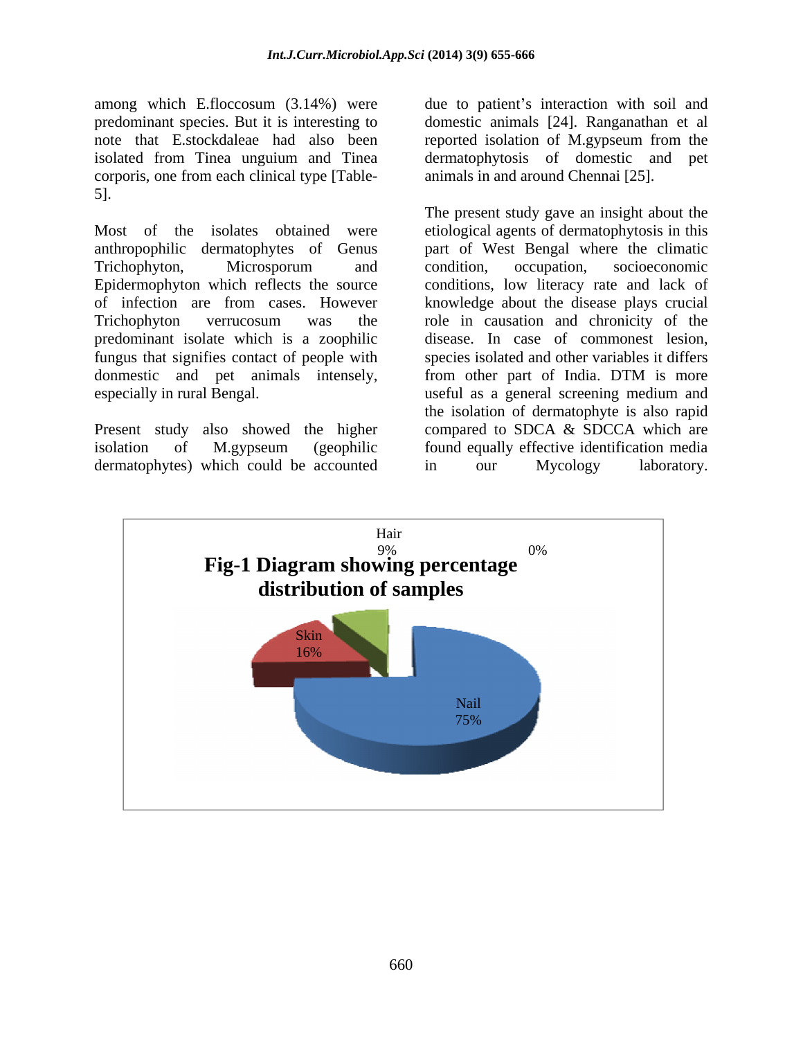among which E.floccosum (3.14%) were predominant species. But it is interesting to note that E.stockdaleae had also been isolated from Tinea unguium and Tinea corporis, one from each clinical type [Table-5].

Most of the isolates obtained were anthropophilic dermatophytes of Genus Trichophyton, Microsporum and Epidermophyton which reflects the source of infection are from cases. However Trichophyton verrucosum was the predominant isolate which is a zoophilic fungus that signifies contact of people with donmestic and pet animals intensely, especially in rural Bengal.

Present study also showed the higher isolation of M.gypseum (geophilic dermatophytes) which could be accounted due to patient's interaction with soil and domestic animals [24]. Ranganathan et al reported isolation of M.gypseum from the dermatophytosis of domestic and pet animals in and around Chennai [25].

The present study gave an insight about the etiological agents of dermatophytosis in this part of West Bengal where the climatic condition, occupation, socioeconomic conditions, low literacy rate and lack of knowledge about the disease plays crucial role in causation and chronicity of the disease. In case of commonest lesion, species isolated and other variables it differs from other part of India. DTM is more useful as a general screening medium and the isolation of dermatophyte is also rapid compared to SDCA & SDCCA which are found equally effective identification media in our Mycology laboratory.

**Fig-1 Diagram showing percentage distribution of samples**

| Sample | Percentage |
|---|---|
| Nail | 75% |
| Skin | 16% |
| Hair | 9% |
| (unlabeled) | 0% |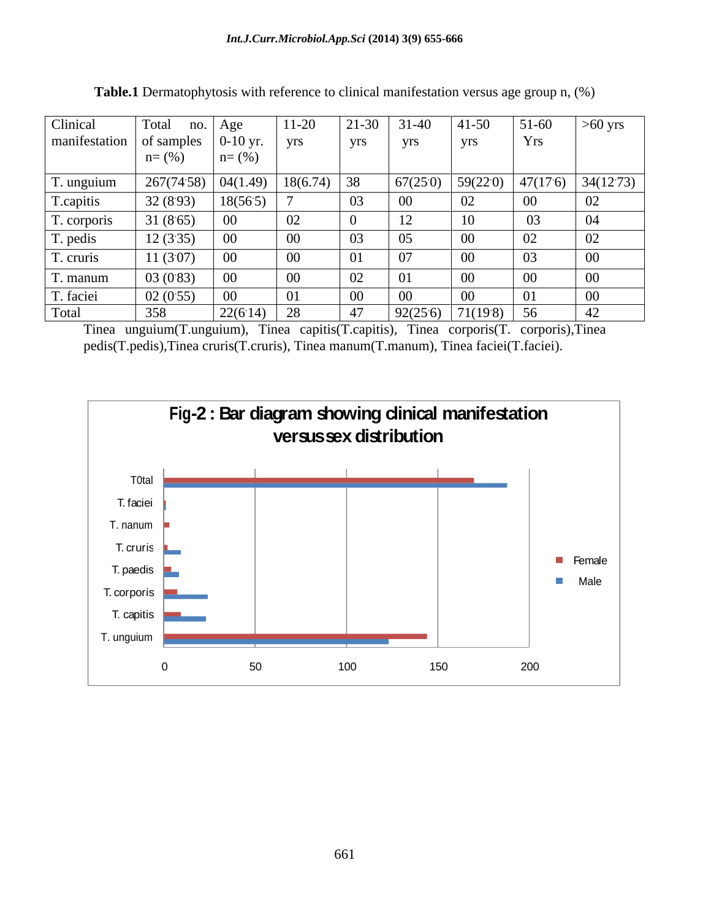**Table.1** Dermatophytosis with reference to clinical manifestation versus age group n, (%)

| Clinical manifestation | Total no. of samples n= (%) | Age 0-10 yr. n= (%) | 11-20 yrs | 21-30 yrs | 31-40 yrs | 41-50 yrs | 51-60 Yrs | >60 yrs |
|---|---|---|---|---|---|---|---|---|
| T. unguium | 267(74.58) | 04(1.49) | 18(6.74) | 38 | 67(25.0) | 59(22.0) | 47(17.6) | 34(12.73) |
| T.capitis | 32 (8.93) | 18(56.5) | 7 | 03 | 00 | 02 | 00 | 02 |
| T. corporis | 31 (8.65) | 00 | 02 | 0 | 12 | 10 | 03 | 04 |
| T. pedis | 12 (3.35) | 00 | 00 | 03 | 05 | 00 | 02 | 02 |
| T. cruris | 11 (3.07) | 00 | 00 | 01 | 07 | 00 | 03 | 00 |
| T. manum | 03 (0.83) | 00 | 00 | 02 | 01 | 00 | 00 | 00 |
| T. faciei | 02 (0.55) | 00 | 01 | 00 | 00 | 00 | 01 | 00 |
| Total | 358 | 22(6.14) | 28 | 47 | 92(25.6) | 71(19.8) | 56 | 42 |

Tinea unguium(T.unguium), Tinea capitis(T.capitis), Tinea corporis(T. corporis),Tinea pedis(T.pedis),Tinea cruris(T.cruris), Tinea manum(T.manum), Tinea faciei(T.faciei).

**Fig-2 : Bar diagram showing clinical manifestation versus sex distribution**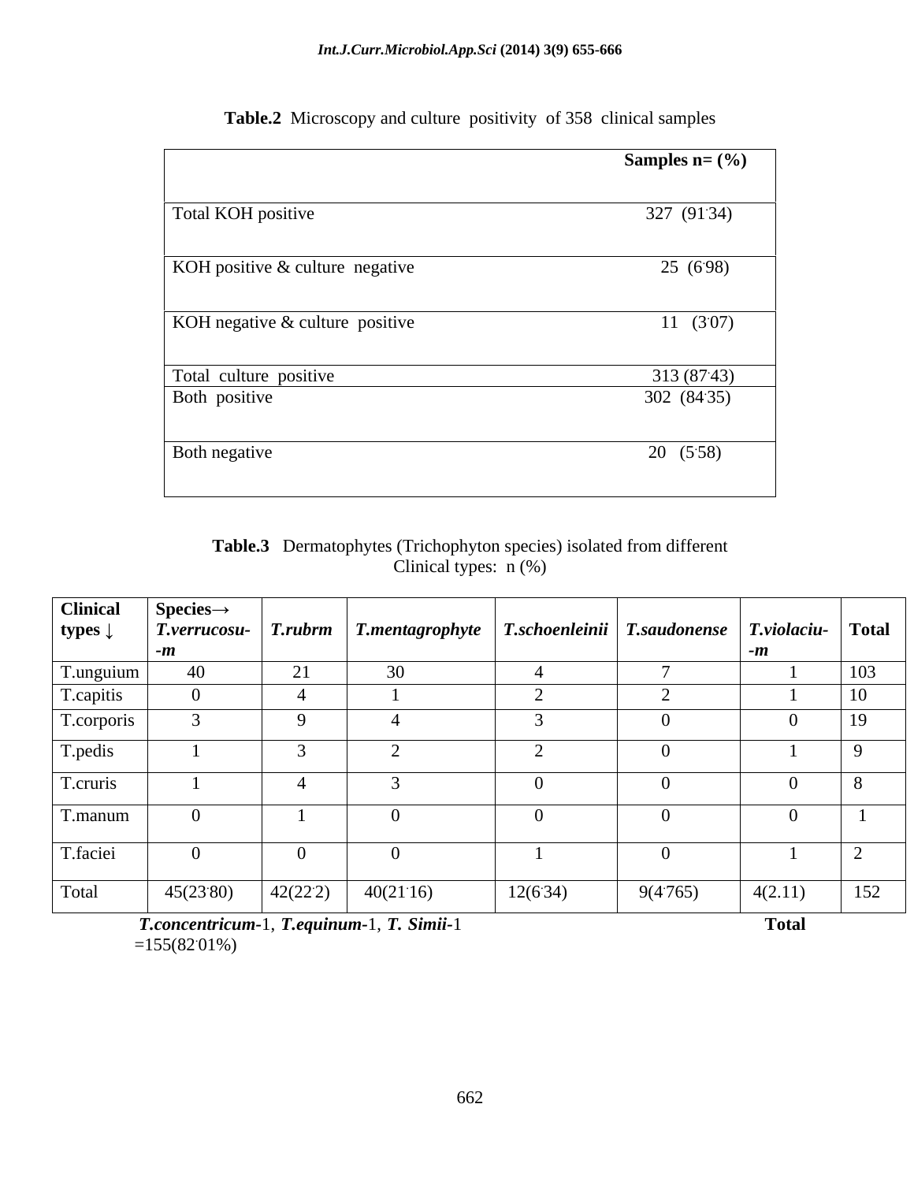**Table.2** Microscopy and culture positivity of 358 clinical samples

| | Samples n= (%) |
|---|---|
| Total KOH positive | 327 (91.34) |
| KOH positive & culture negative | 25 (6.98) |
| KOH negative & culture positive | 11 (3.07) |
| Total culture positive | 313 (87.43) |
| Both positive | 302 (84.35) |
| Both negative | 20 (5.58) |

**Table.3** Dermatophytes (Trichophyton species) isolated from different Clinical types: n (%)

| Clinical types ↓ | Species→ *T.verrucosu-m* | *T.rubrm* | *T.mentagrophyte* | *T.schoenleinii* | *T.saudonense* | *T.violaciu-m* | Total |
|---|---|---|---|---|---|---|---|
| T.unguium | 40 | 21 | 30 | 4 | 7 | 1 | 103 |
| T.capitis | 0 | 4 | 1 | 2 | 2 | 1 | 10 |
| T.corporis | 3 | 9 | 4 | 3 | 0 | 0 | 19 |
| T.pedis | 1 | 3 | 2 | 2 | 0 | 1 | 9 |
| T.cruris | 1 | 4 | 3 | 0 | 0 | 0 | 8 |
| T.manum | 0 | 1 | 0 | 0 | 0 | 0 | 1 |
| T.faciei | 0 | 0 | 0 | 1 | 0 | 1 | 2 |
| Total | 45(23.80) | 42(22.2) | 40(21.16) | 12(6.34) | 9(4.765) | 4(2.11) | 152 |

***T.concentricum***-1, ***T.equinum***-1, ***T. Simii***-1 **Total** =155(82.01%)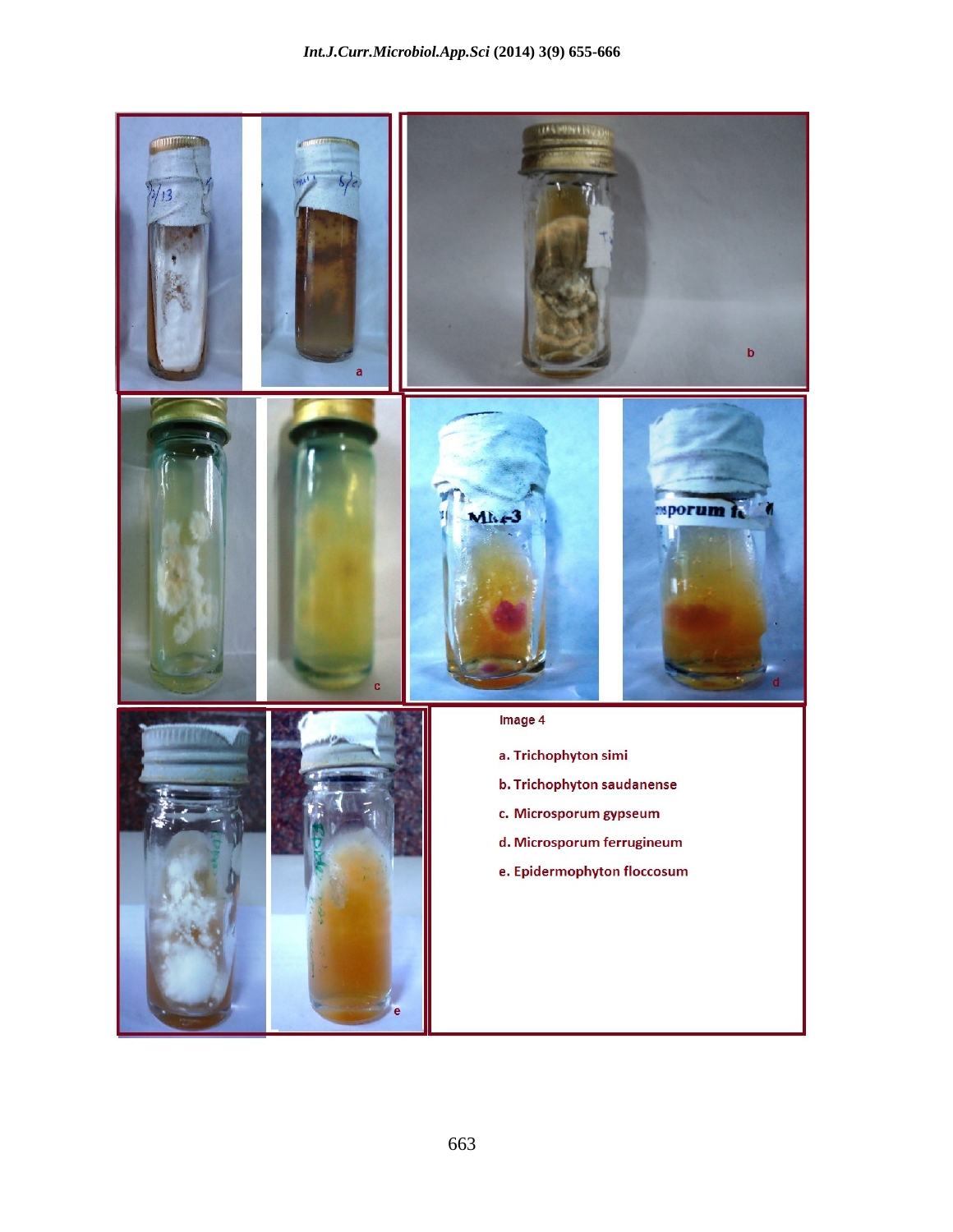Image 4

a. Trichophyton simi

b. Trichophyton saudanense

c. Microsporum gypseum

d. Microsporum ferrugineum

e. Epidermophyton floccosum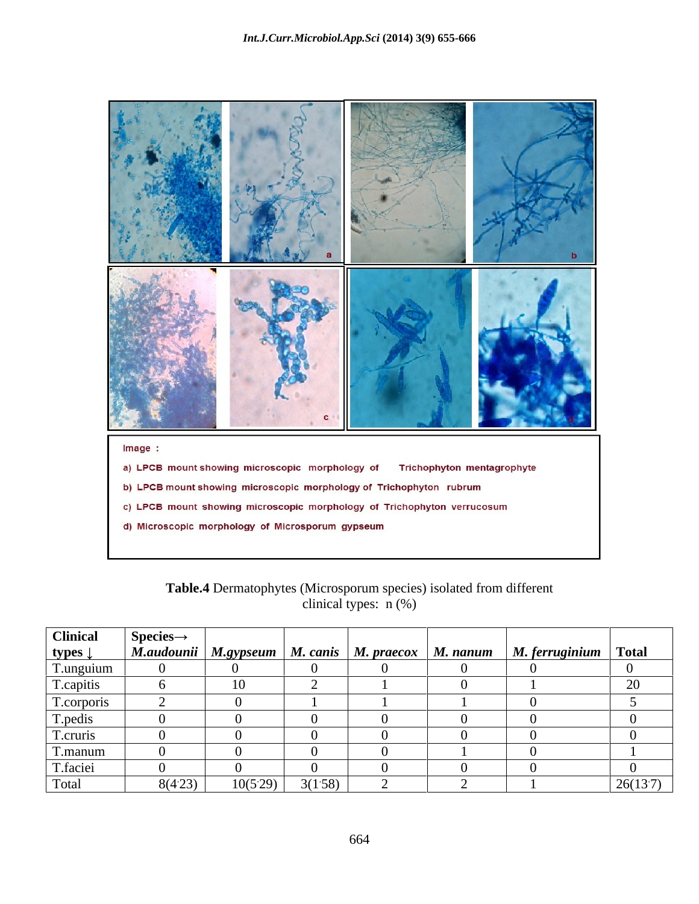Image :

a) LPCB mount showing microscopic morphology of Trichophyton mentagrophyte

b) LPCB mount showing microscopic morphology of Trichophyton rubrum

c) LPCB mount showing microscopic morphology of Trichophyton verrucosum

d) Microscopic morphology of Microsporum gypseum

**Table.4** Dermatophytes (Microsporum species) isolated from different clinical types: n (%)

| Clinical types ↓ | Species→ *M.audounii* | *M.gypseum* | *M. canis* | *M. praecox* | *M. nanum* | *M. ferruginium* | Total |
|---|---|---|---|---|---|---|---|
| T.unguium | 0 | 0 | 0 | 0 | 0 | 0 | 0 |
| T.capitis | 6 | 10 | 2 | 1 | 0 | 1 | 20 |
| T.corporis | 2 | 0 | 1 | 1 | 1 | 0 | 5 |
| T.pedis | 0 | 0 | 0 | 0 | 0 | 0 | 0 |
| T.cruris | 0 | 0 | 0 | 0 | 0 | 0 | 0 |
| T.manum | 0 | 0 | 0 | 0 | 1 | 0 | 1 |
| T.faciei | 0 | 0 | 0 | 0 | 0 | 0 | 0 |
| Total | 8(4.23) | 10(5.29) | 3(1.58) | 2 | 2 | 1 | 26(13.7) |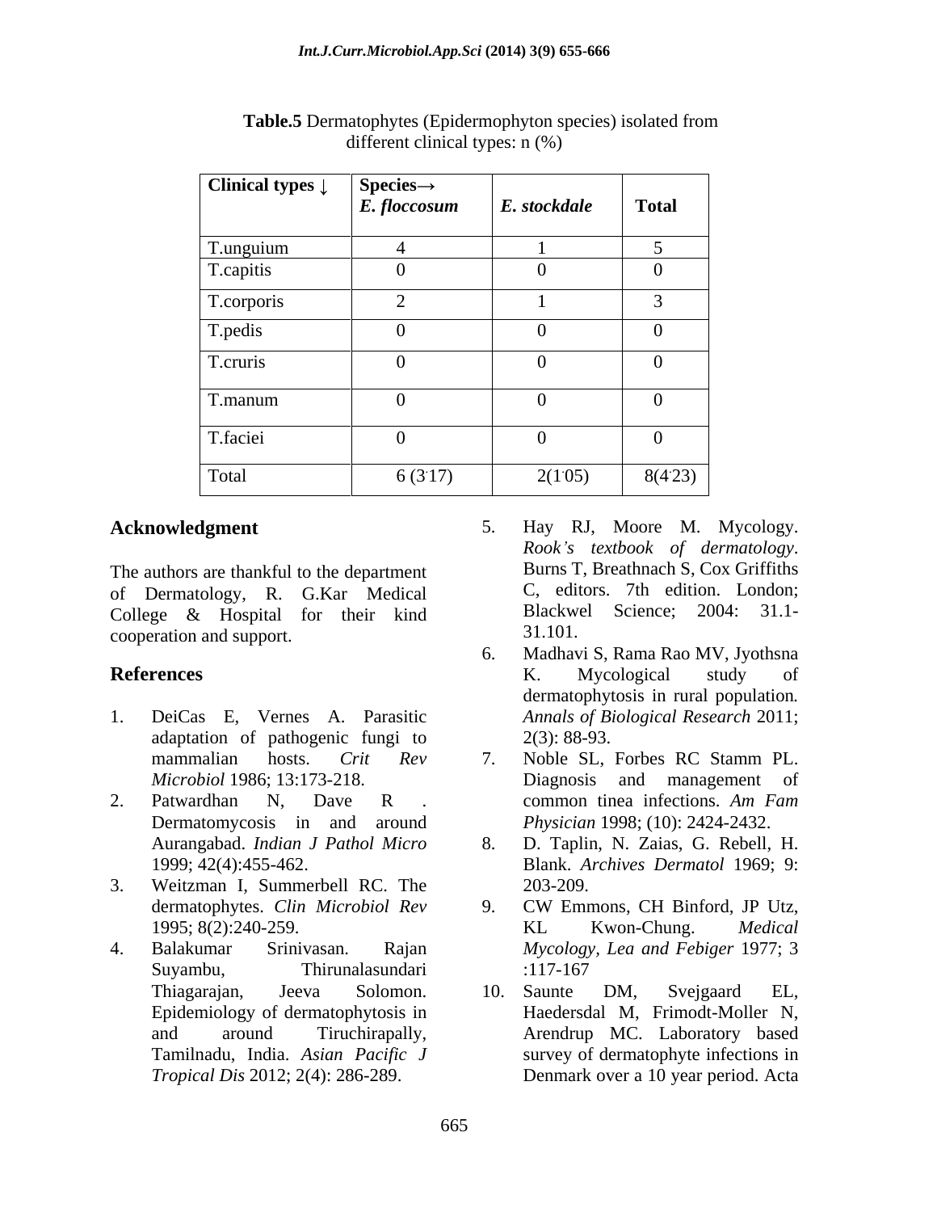**Table.5** Dermatophytes (Epidermophyton species) isolated from different clinical types: n (%)

| Clinical types ↓ | Species→ *E. floccosum* | *E. stockdale* | Total |
|---|---|---|---|
| T.unguium | 4 | 1 | 5 |
| T.capitis | 0 | 0 | 0 |
| T.corporis | 2 | 1 | 3 |
| T.pedis | 0 | 0 | 0 |
| T.cruris | 0 | 0 | 0 |
| T.manum | 0 | 0 | 0 |
| T.faciei | 0 | 0 | 0 |
| Total | 6 (3.17) | 2(1.05) | 8(4.23) |

## Acknowledgment

The authors are thankful to the department of Dermatology, R. G.Kar Medical College & Hospital for their kind cooperation and support.

## References

1. DeiCas E, Vernes A. Parasitic adaptation of pathogenic fungi to mammalian hosts. *Crit Rev Microbiol* 1986; 13:173-218.
2. Patwardhan N, Dave R . Dermatomycosis in and around Aurangabad. *Indian J Pathol Micro* 1999; 42(4):455-462.
3. Weitzman I, Summerbell RC. The dermatophytes. *Clin Microbiol Rev* 1995; 8(2):240-259.
4. Balakumar Srinivasan. Rajan Suyambu, Thirunalasundari Thiagarajan, Jeeva Solomon. Epidemiology of dermatophytosis in and around Tiruchirapally, Tamilnadu, India. *Asian Pacific J Tropical Dis* 2012; 2(4): 286-289.
5. Hay RJ, Moore M. Mycology. *Rook's textbook of dermatology*. Burns T, Breathnach S, Cox Griffiths C, editors. 7th edition. London; Blackwel Science; 2004: 31.1-31.101.
6. Madhavi S, Rama Rao MV, Jyothsna K. Mycological study of dermatophytosis in rural population. *Annals of Biological Research* 2011; 2(3): 88-93.
7. Noble SL, Forbes RC Stamm PL. Diagnosis and management of common tinea infections. *Am Fam Physician* 1998; (10): 2424-2432.
8. D. Taplin, N. Zaias, G. Rebell, H. Blank. *Archives Dermatol* 1969; 9: 203-209.
9. CW Emmons, CH Binford, JP Utz, KL Kwon-Chung. *Medical Mycology, Lea and Febiger* 1977; 3 :117-167
10. Saunte DM, Svejgaard EL, Haedersdal M, Frimodt-Moller N, Arendrup MC. Laboratory based survey of dermatophyte infections in Denmark over a 10 year period. Acta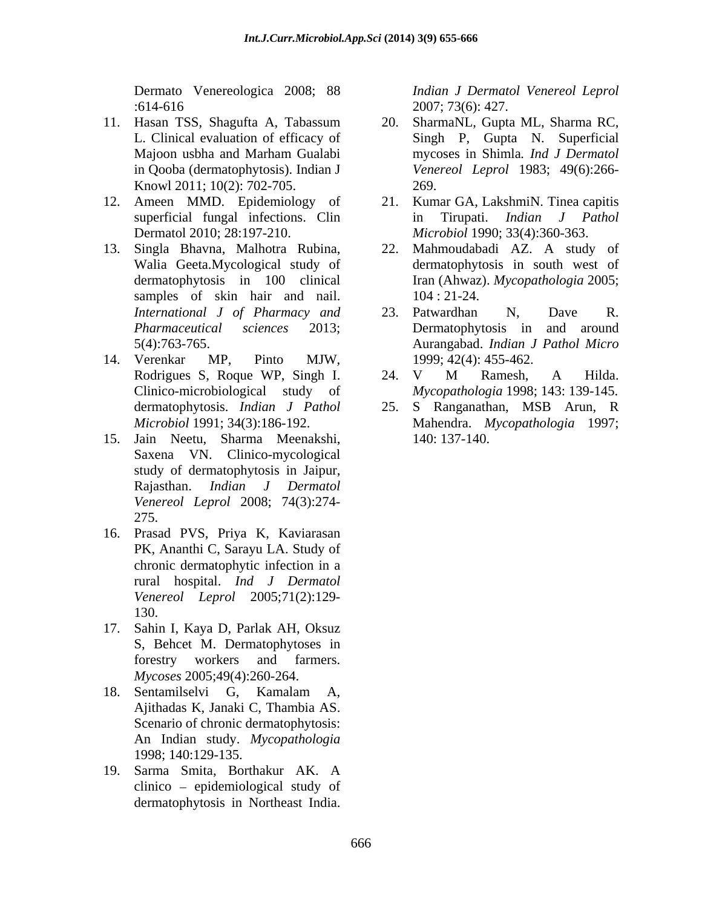Dermato Venereologica 2008; 88 :614-616

11. Hasan TSS, Shagufta A, Tabassum L. Clinical evaluation of efficacy of Majoon usbha and Marham Gualabi in Qooba (dermatophytosis). Indian J Knowl 2011; 10(2): 702-705.
12. Ameen MMD. Epidemiology of superficial fungal infections. Clin Dermatol 2010; 28:197-210.
13. Singla Bhavna, Malhotra Rubina, Walia Geeta.Mycological study of dermatophytosis in 100 clinical samples of skin hair and nail. *International J of Pharmacy and Pharmaceutical sciences* 2013; 5(4):763-765.
14. Verenkar MP, Pinto MJW, Rodrigues S, Roque WP, Singh I. Clinico-microbiological study of dermatophytosis. *Indian J Pathol Microbiol* 1991; 34(3):186-192.
15. Jain Neetu, Sharma Meenakshi, Saxena VN. Clinico-mycological study of dermatophytosis in Jaipur, Rajasthan. *Indian J Dermatol Venereol Leprol* 2008; 74(3):274-275.
16. Prasad PVS, Priya K, Kaviarasan PK, Ananthi C, Sarayu LA. Study of chronic dermatophytic infection in a rural hospital. *Ind J Dermatol Venereol Leprol* 2005;71(2):129-130.
17. Sahin I, Kaya D, Parlak AH, Oksuz S, Behcet M. Dermatophytoses in forestry workers and farmers. *Mycoses* 2005;49(4):260-264.
18. Sentamilselvi G, Kamalam A, Ajithadas K, Janaki C, Thambia AS. Scenario of chronic dermatophytosis: An Indian study. *Mycopathologia* 1998; 140:129-135.
19. Sarma Smita, Borthakur AK. A clinico – epidemiological study of dermatophytosis in Northeast India. *Indian J Dermatol Venereol Leprol* 2007; 73(6): 427.
20. SharmaNL, Gupta ML, Sharma RC, Singh P, Gupta N. Superficial mycoses in Shimla. *Ind J Dermatol Venereol Leprol* 1983; 49(6):266-269.
21. Kumar GA, LakshmiN. Tinea capitis in Tirupati. *Indian J Pathol Microbiol* 1990; 33(4):360-363.
22. Mahmoudabadi AZ. A study of dermatophytosis in south west of Iran (Ahwaz). *Mycopathologia* 2005; 104 : 21-24.
23. Patwardhan N, Dave R. Dermatophytosis in and around Aurangabad. *Indian J Pathol Micro* 1999; 42(4): 455-462.
24. V M Ramesh, A Hilda. *Mycopathologia* 1998; 143: 139-145.
25. S Ranganathan, MSB Arun, R Mahendra. *Mycopathologia* 1997; 140: 137-140.